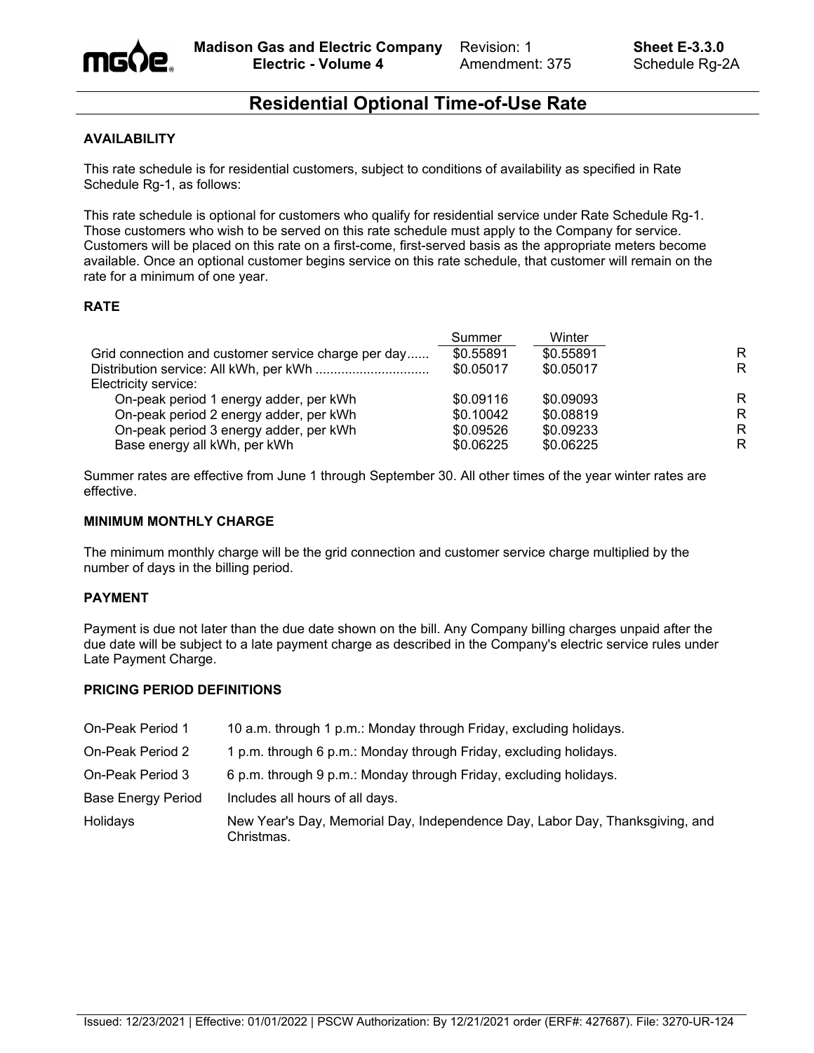**Madison Gas and Electric Company**
**Electric - Volume 4**

Revision: 1
Amendment: 375

**Sheet E-3.3.0**
Schedule Rg-2A

# Residential Optional Time-of-Use Rate

### AVAILABILITY

This rate schedule is for residential customers, subject to conditions of availability as specified in Rate Schedule Rg-1, as follows:

This rate schedule is optional for customers who qualify for residential service under Rate Schedule Rg-1. Those customers who wish to be served on this rate schedule must apply to the Company for service. Customers will be placed on this rate on a first-come, first-served basis as the appropriate meters become available. Once an optional customer begins service on this rate schedule, that customer will remain on the rate for a minimum of one year.

### RATE

| | Summer | Winter | |
|---|---|---|---|
| Grid connection and customer service charge per day...... | $0.55891 | $0.55891 | R |
| Distribution service: All kWh, per kWh .............................. | $0.05017 | $0.05017 | R |
| Electricity service: | | | |
| On-peak period 1 energy adder, per kWh | $0.09116 | $0.09093 | R |
| On-peak period 2 energy adder, per kWh | $0.10042 | $0.08819 | R |
| On-peak period 3 energy adder, per kWh | $0.09526 | $0.09233 | R |
| Base energy all kWh, per kWh | $0.06225 | $0.06225 | R |

Summer rates are effective from June 1 through September 30. All other times of the year winter rates are effective.

### MINIMUM MONTHLY CHARGE

The minimum monthly charge will be the grid connection and customer service charge multiplied by the number of days in the billing period.

### PAYMENT

Payment is due not later than the due date shown on the bill. Any Company billing charges unpaid after the due date will be subject to a late payment charge as described in the Company's electric service rules under Late Payment Charge.

### PRICING PERIOD DEFINITIONS

| | |
|---|---|
| On-Peak Period 1 | 10 a.m. through 1 p.m.: Monday through Friday, excluding holidays. |
| On-Peak Period 2 | 1 p.m. through 6 p.m.: Monday through Friday, excluding holidays. |
| On-Peak Period 3 | 6 p.m. through 9 p.m.: Monday through Friday, excluding holidays. |
| Base Energy Period | Includes all hours of all days. |
| Holidays | New Year's Day, Memorial Day, Independence Day, Labor Day, Thanksgiving, and Christmas. |

Issued: 12/23/2021 | Effective: 01/01/2022 | PSCW Authorization: By 12/21/2021 order (ERF#: 427687). File: 3270-UR-124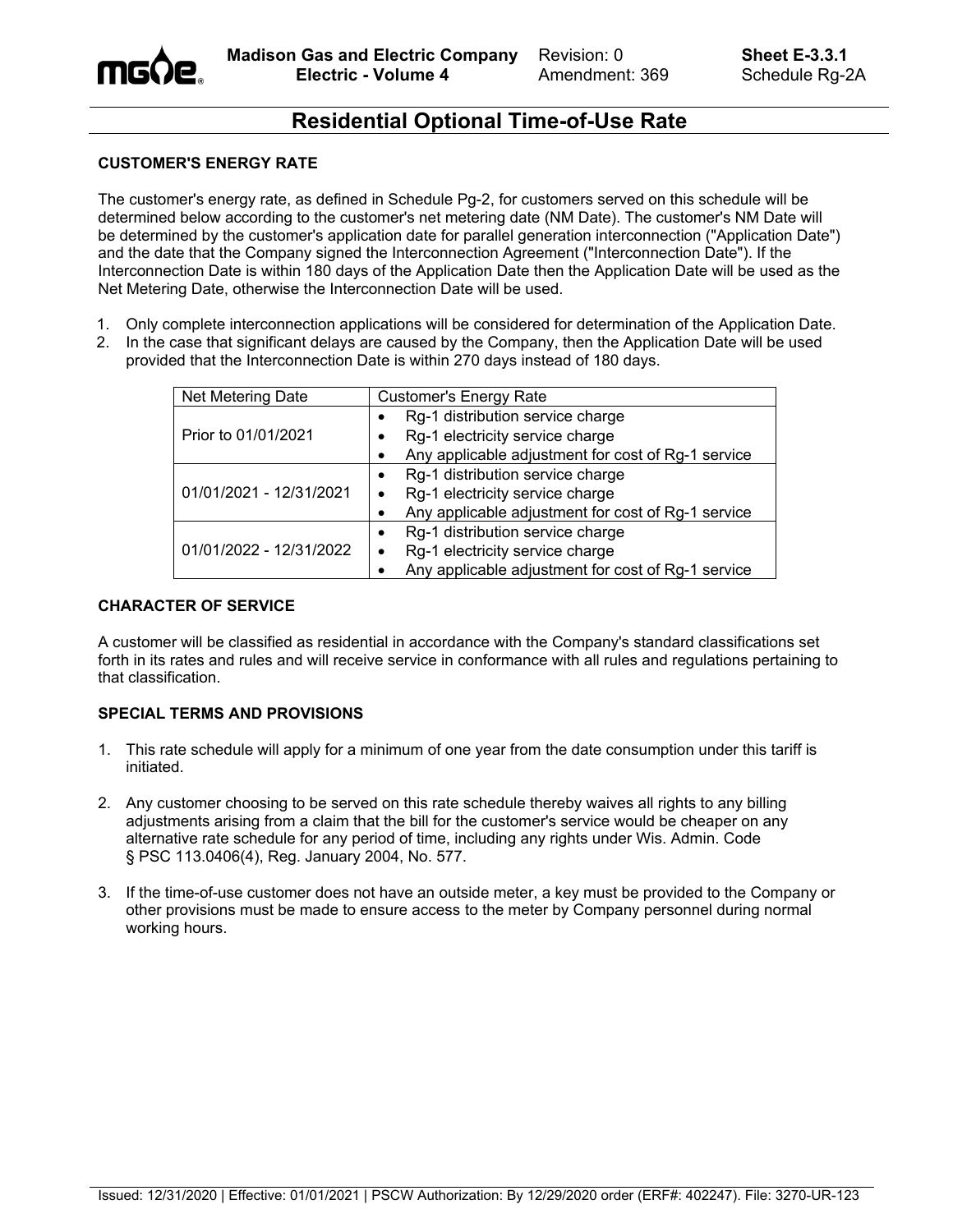# Residential Optional Time-of-Use Rate

**CUSTOMER'S ENERGY RATE**

The customer's energy rate, as defined in Schedule Pg-2, for customers served on this schedule will be determined below according to the customer's net metering date (NM Date). The customer's NM Date will be determined by the customer's application date for parallel generation interconnection ("Application Date") and the date that the Company signed the Interconnection Agreement ("Interconnection Date"). If the Interconnection Date is within 180 days of the Application Date then the Application Date will be used as the Net Metering Date, otherwise the Interconnection Date will be used.

1. Only complete interconnection applications will be considered for determination of the Application Date.
2. In the case that significant delays are caused by the Company, then the Application Date will be used provided that the Interconnection Date is within 270 days instead of 180 days.

| Net Metering Date | Customer's Energy Rate |
|---|---|
| Prior to 01/01/2021 | • Rg-1 distribution service charge<br>• Rg-1 electricity service charge<br>• Any applicable adjustment for cost of Rg-1 service |
| 01/01/2021 - 12/31/2021 | • Rg-1 distribution service charge<br>• Rg-1 electricity service charge<br>• Any applicable adjustment for cost of Rg-1 service |
| 01/01/2022 - 12/31/2022 | • Rg-1 distribution service charge<br>• Rg-1 electricity service charge<br>• Any applicable adjustment for cost of Rg-1 service |

**CHARACTER OF SERVICE**

A customer will be classified as residential in accordance with the Company's standard classifications set forth in its rates and rules and will receive service in conformance with all rules and regulations pertaining to that classification.

**SPECIAL TERMS AND PROVISIONS**

1. This rate schedule will apply for a minimum of one year from the date consumption under this tariff is initiated.

2. Any customer choosing to be served on this rate schedule thereby waives all rights to any billing adjustments arising from a claim that the bill for the customer's service would be cheaper on any alternative rate schedule for any period of time, including any rights under Wis. Admin. Code § PSC 113.0406(4), Reg. January 2004, No. 577.

3. If the time-of-use customer does not have an outside meter, a key must be provided to the Company or other provisions must be made to ensure access to the meter by Company personnel during normal working hours.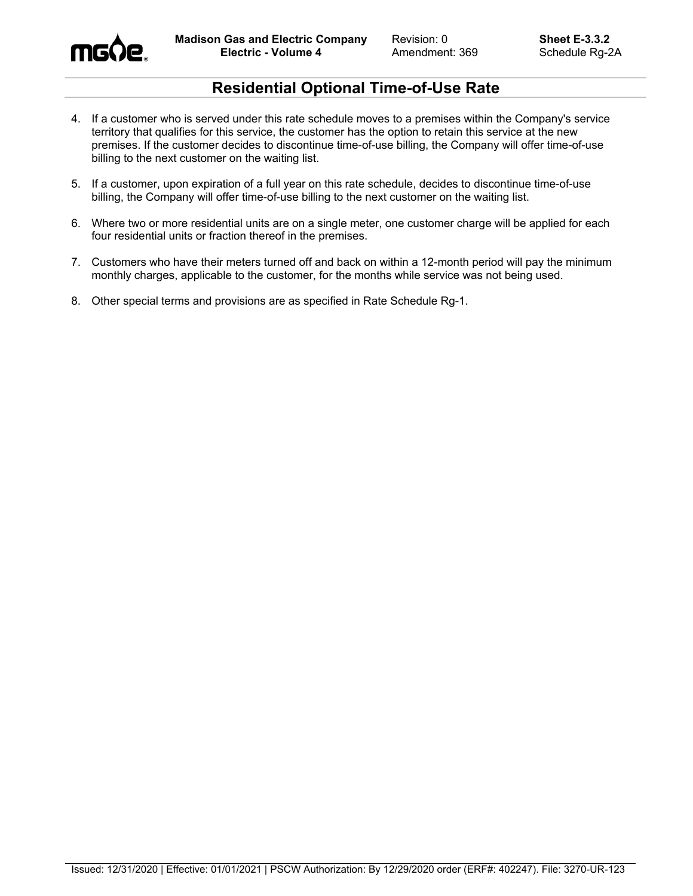## Residential Optional Time-of-Use Rate

4. If a customer who is served under this rate schedule moves to a premises within the Company's service territory that qualifies for this service, the customer has the option to retain this service at the new premises. If the customer decides to discontinue time-of-use billing, the Company will offer time-of-use billing to the next customer on the waiting list.

5. If a customer, upon expiration of a full year on this rate schedule, decides to discontinue time-of-use billing, the Company will offer time-of-use billing to the next customer on the waiting list.

6. Where two or more residential units are on a single meter, one customer charge will be applied for each four residential units or fraction thereof in the premises.

7. Customers who have their meters turned off and back on within a 12-month period will pay the minimum monthly charges, applicable to the customer, for the months while service was not being used.

8. Other special terms and provisions are as specified in Rate Schedule Rg-1.